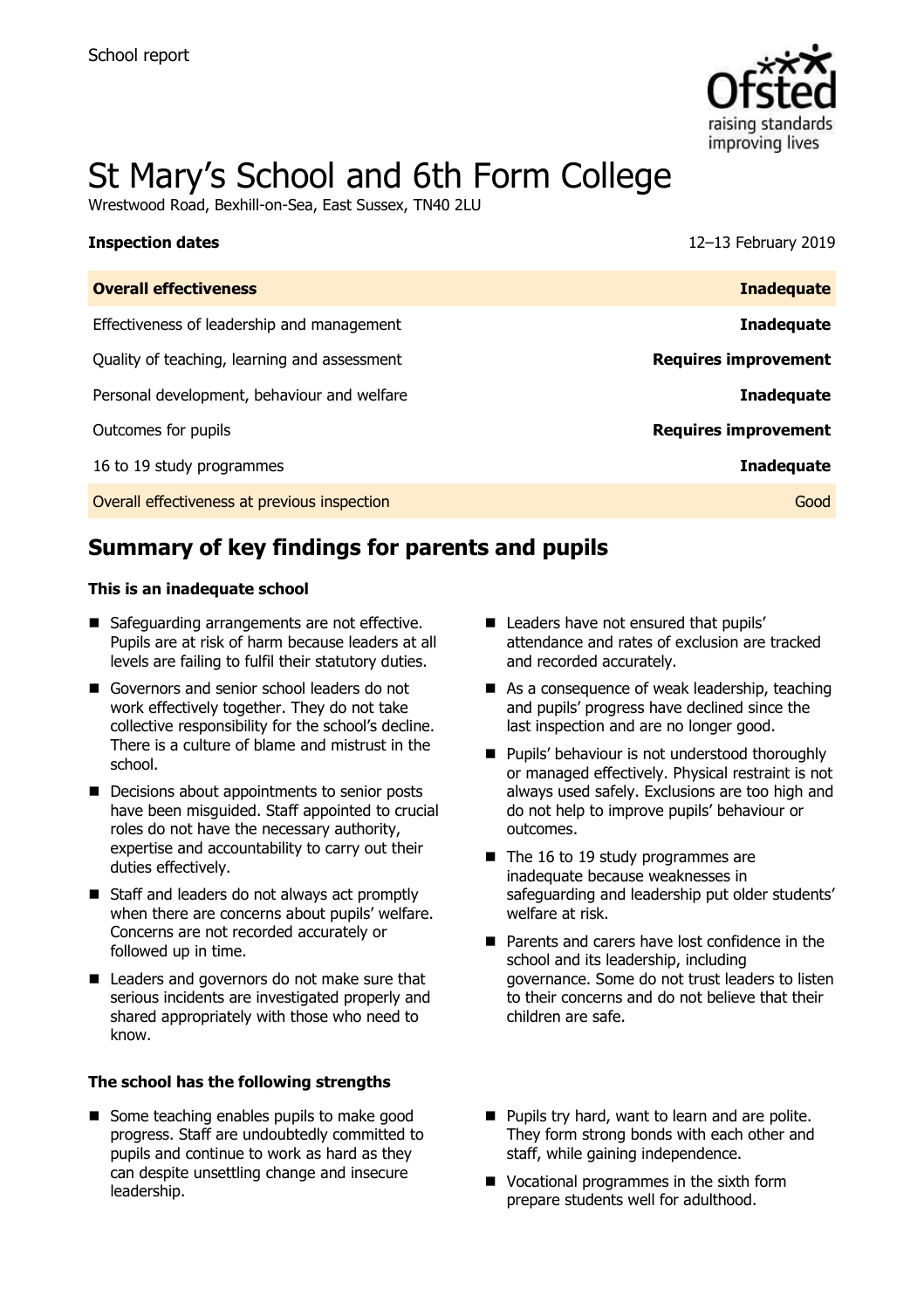School report

# St Mary's School and 6th Form College

Wrestwood Road, Bexhill-on-Sea, East Sussex, TN40 2LU

| **Inspection dates** | 12–13 February 2019 |
| --- | --- |
| **Overall effectiveness** | **Inadequate** |
| Effectiveness of leadership and management | **Inadequate** |
| Quality of teaching, learning and assessment | **Requires improvement** |
| Personal development, behaviour and welfare | **Inadequate** |
| Outcomes for pupils | **Requires improvement** |
| 16 to 19 study programmes | **Inadequate** |
| Overall effectiveness at previous inspection | Good |

## Summary of key findings for parents and pupils

### This is an inadequate school

- Safeguarding arrangements are not effective. Pupils are at risk of harm because leaders at all levels are failing to fulfil their statutory duties.
- Governors and senior school leaders do not work effectively together. They do not take collective responsibility for the school's decline. There is a culture of blame and mistrust in the school.
- Decisions about appointments to senior posts have been misguided. Staff appointed to crucial roles do not have the necessary authority, expertise and accountability to carry out their duties effectively.
- Staff and leaders do not always act promptly when there are concerns about pupils' welfare. Concerns are not recorded accurately or followed up in time.
- Leaders and governors do not make sure that serious incidents are investigated properly and shared appropriately with those who need to know.
- Leaders have not ensured that pupils' attendance and rates of exclusion are tracked and recorded accurately.
- As a consequence of weak leadership, teaching and pupils' progress have declined since the last inspection and are no longer good.
- Pupils' behaviour is not understood thoroughly or managed effectively. Physical restraint is not always used safely. Exclusions are too high and do not help to improve pupils' behaviour or outcomes.
- The 16 to 19 study programmes are inadequate because weaknesses in safeguarding and leadership put older students' welfare at risk.
- Parents and carers have lost confidence in the school and its leadership, including governance. Some do not trust leaders to listen to their concerns and do not believe that their children are safe.

### The school has the following strengths

- Some teaching enables pupils to make good progress. Staff are undoubtedly committed to pupils and continue to work as hard as they can despite unsettling change and insecure leadership.
- Pupils try hard, want to learn and are polite. They form strong bonds with each other and staff, while gaining independence.
- Vocational programmes in the sixth form prepare students well for adulthood.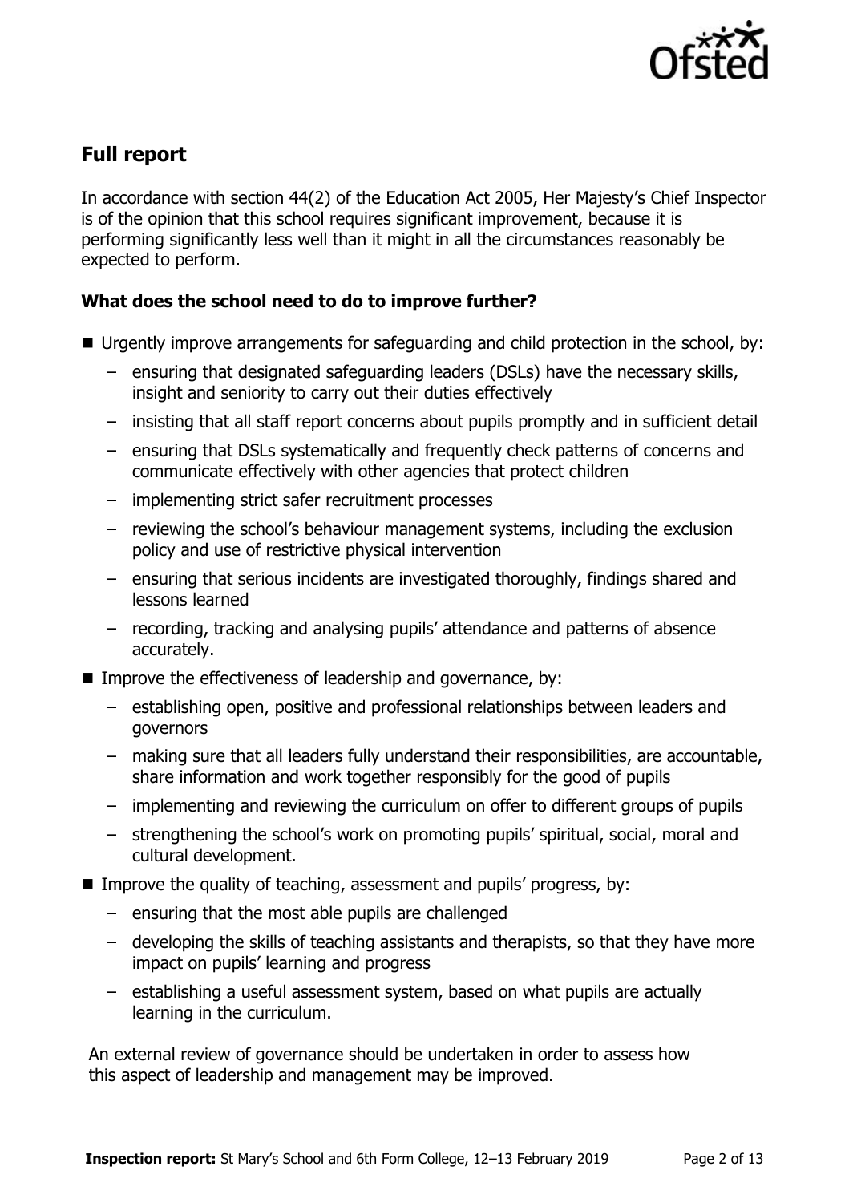## Full report

In accordance with section 44(2) of the Education Act 2005, Her Majesty's Chief Inspector is of the opinion that this school requires significant improvement, because it is performing significantly less well than it might in all the circumstances reasonably be expected to perform.

### What does the school need to do to improve further?

- Urgently improve arrangements for safeguarding and child protection in the school, by:
  - ensuring that designated safeguarding leaders (DSLs) have the necessary skills, insight and seniority to carry out their duties effectively
  - insisting that all staff report concerns about pupils promptly and in sufficient detail
  - ensuring that DSLs systematically and frequently check patterns of concerns and communicate effectively with other agencies that protect children
  - implementing strict safer recruitment processes
  - reviewing the school's behaviour management systems, including the exclusion policy and use of restrictive physical intervention
  - ensuring that serious incidents are investigated thoroughly, findings shared and lessons learned
  - recording, tracking and analysing pupils' attendance and patterns of absence accurately.
- Improve the effectiveness of leadership and governance, by:
  - establishing open, positive and professional relationships between leaders and governors
  - making sure that all leaders fully understand their responsibilities, are accountable, share information and work together responsibly for the good of pupils
  - implementing and reviewing the curriculum on offer to different groups of pupils
  - strengthening the school's work on promoting pupils' spiritual, social, moral and cultural development.
- Improve the quality of teaching, assessment and pupils' progress, by:
  - ensuring that the most able pupils are challenged
  - developing the skills of teaching assistants and therapists, so that they have more impact on pupils' learning and progress
  - establishing a useful assessment system, based on what pupils are actually learning in the curriculum.

An external review of governance should be undertaken in order to assess how this aspect of leadership and management may be improved.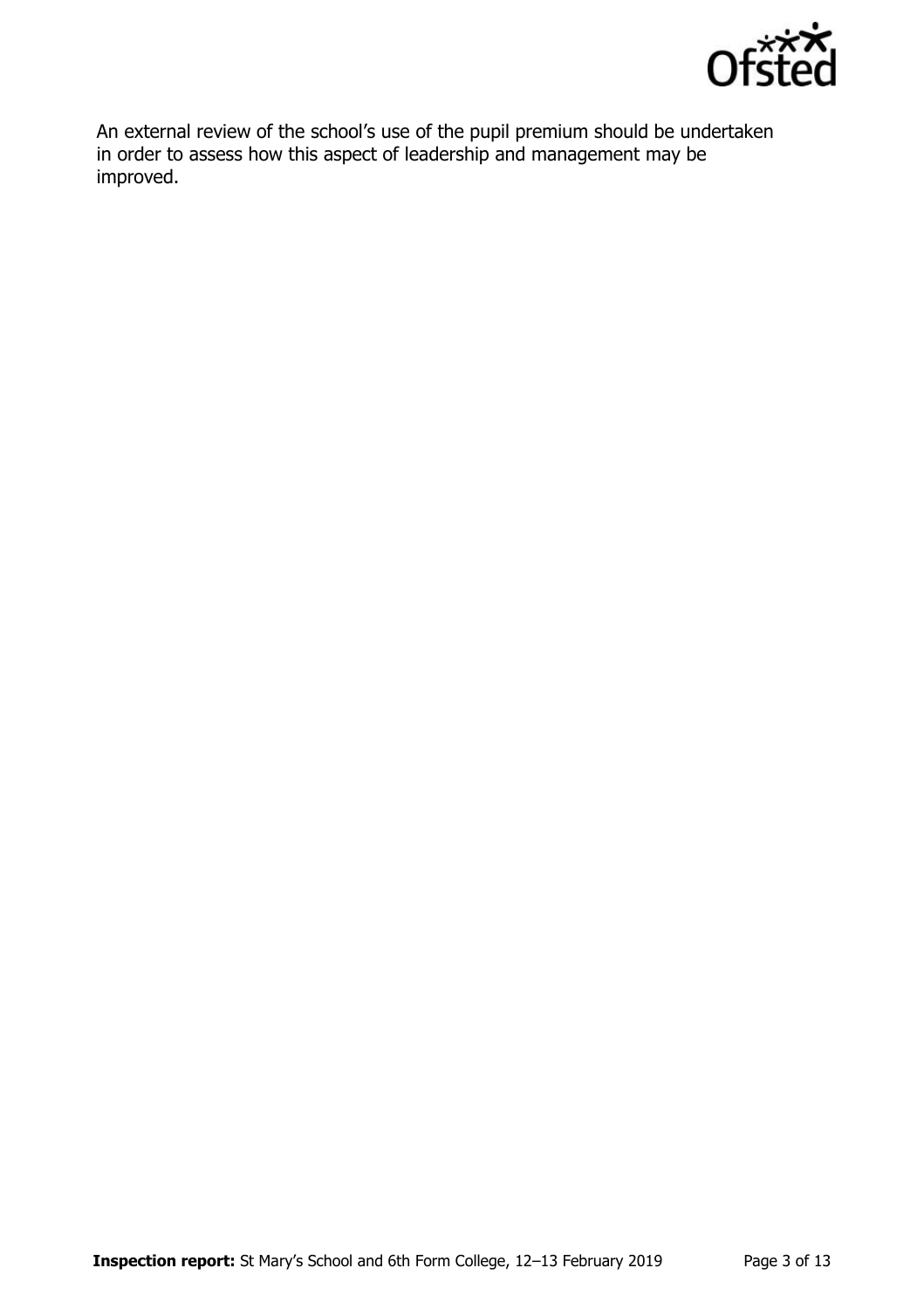An external review of the school's use of the pupil premium should be undertaken in order to assess how this aspect of leadership and management may be improved.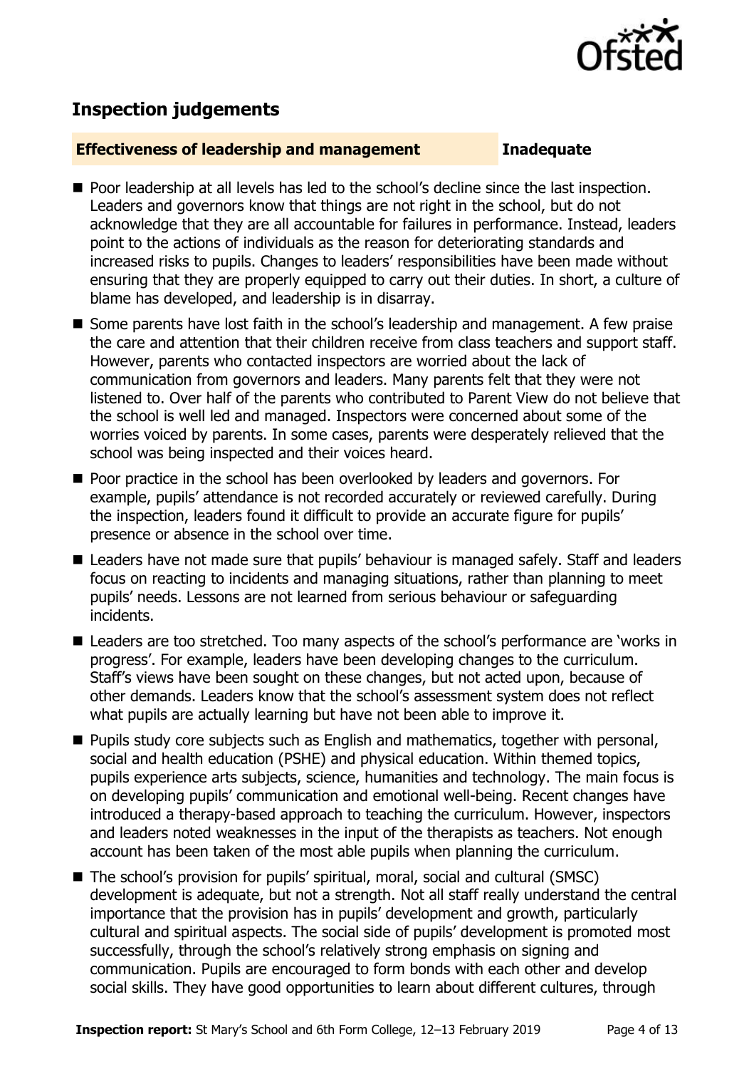## Inspection judgements

**Effectiveness of leadership and management** **Inadequate**

- Poor leadership at all levels has led to the school's decline since the last inspection. Leaders and governors know that things are not right in the school, but do not acknowledge that they are all accountable for failures in performance. Instead, leaders point to the actions of individuals as the reason for deteriorating standards and increased risks to pupils. Changes to leaders' responsibilities have been made without ensuring that they are properly equipped to carry out their duties. In short, a culture of blame has developed, and leadership is in disarray.
- Some parents have lost faith in the school's leadership and management. A few praise the care and attention that their children receive from class teachers and support staff. However, parents who contacted inspectors are worried about the lack of communication from governors and leaders. Many parents felt that they were not listened to. Over half of the parents who contributed to Parent View do not believe that the school is well led and managed. Inspectors were concerned about some of the worries voiced by parents. In some cases, parents were desperately relieved that the school was being inspected and their voices heard.
- Poor practice in the school has been overlooked by leaders and governors. For example, pupils' attendance is not recorded accurately or reviewed carefully. During the inspection, leaders found it difficult to provide an accurate figure for pupils' presence or absence in the school over time.
- Leaders have not made sure that pupils' behaviour is managed safely. Staff and leaders focus on reacting to incidents and managing situations, rather than planning to meet pupils' needs. Lessons are not learned from serious behaviour or safeguarding incidents.
- Leaders are too stretched. Too many aspects of the school's performance are 'works in progress'. For example, leaders have been developing changes to the curriculum. Staff's views have been sought on these changes, but not acted upon, because of other demands. Leaders know that the school's assessment system does not reflect what pupils are actually learning but have not been able to improve it.
- Pupils study core subjects such as English and mathematics, together with personal, social and health education (PSHE) and physical education. Within themed topics, pupils experience arts subjects, science, humanities and technology. The main focus is on developing pupils' communication and emotional well-being. Recent changes have introduced a therapy-based approach to teaching the curriculum. However, inspectors and leaders noted weaknesses in the input of the therapists as teachers. Not enough account has been taken of the most able pupils when planning the curriculum.
- The school's provision for pupils' spiritual, moral, social and cultural (SMSC) development is adequate, but not a strength. Not all staff really understand the central importance that the provision has in pupils' development and growth, particularly cultural and spiritual aspects. The social side of pupils' development is promoted most successfully, through the school's relatively strong emphasis on signing and communication. Pupils are encouraged to form bonds with each other and develop social skills. They have good opportunities to learn about different cultures, through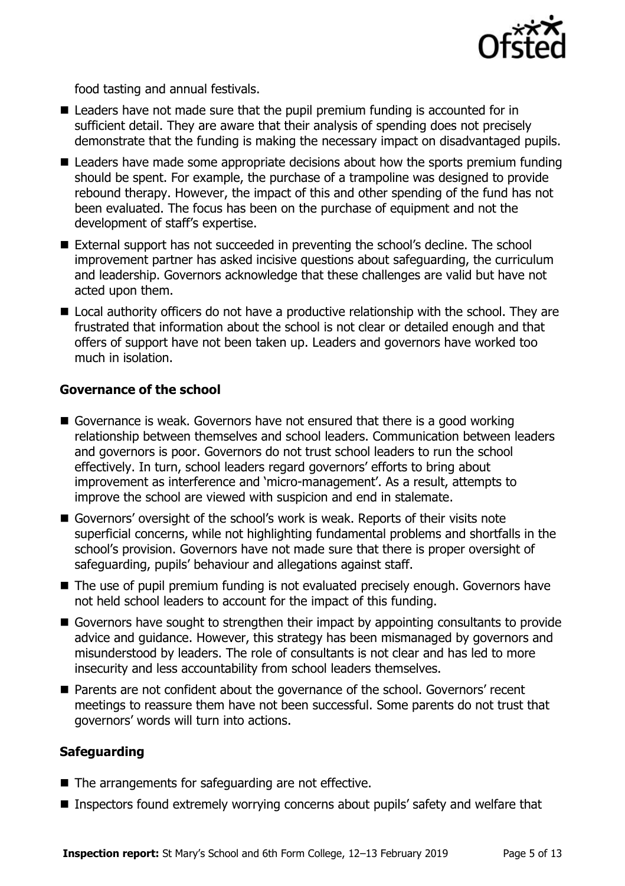food tasting and annual festivals.

- Leaders have not made sure that the pupil premium funding is accounted for in sufficient detail. They are aware that their analysis of spending does not precisely demonstrate that the funding is making the necessary impact on disadvantaged pupils.
- Leaders have made some appropriate decisions about how the sports premium funding should be spent. For example, the purchase of a trampoline was designed to provide rebound therapy. However, the impact of this and other spending of the fund has not been evaluated. The focus has been on the purchase of equipment and not the development of staff's expertise.
- External support has not succeeded in preventing the school's decline. The school improvement partner has asked incisive questions about safeguarding, the curriculum and leadership. Governors acknowledge that these challenges are valid but have not acted upon them.
- Local authority officers do not have a productive relationship with the school. They are frustrated that information about the school is not clear or detailed enough and that offers of support have not been taken up. Leaders and governors have worked too much in isolation.

### Governance of the school

- Governance is weak. Governors have not ensured that there is a good working relationship between themselves and school leaders. Communication between leaders and governors is poor. Governors do not trust school leaders to run the school effectively. In turn, school leaders regard governors' efforts to bring about improvement as interference and 'micro-management'. As a result, attempts to improve the school are viewed with suspicion and end in stalemate.
- Governors' oversight of the school's work is weak. Reports of their visits note superficial concerns, while not highlighting fundamental problems and shortfalls in the school's provision. Governors have not made sure that there is proper oversight of safeguarding, pupils' behaviour and allegations against staff.
- The use of pupil premium funding is not evaluated precisely enough. Governors have not held school leaders to account for the impact of this funding.
- Governors have sought to strengthen their impact by appointing consultants to provide advice and guidance. However, this strategy has been mismanaged by governors and misunderstood by leaders. The role of consultants is not clear and has led to more insecurity and less accountability from school leaders themselves.
- Parents are not confident about the governance of the school. Governors' recent meetings to reassure them have not been successful. Some parents do not trust that governors' words will turn into actions.

### Safeguarding

- The arrangements for safeguarding are not effective.
- Inspectors found extremely worrying concerns about pupils' safety and welfare that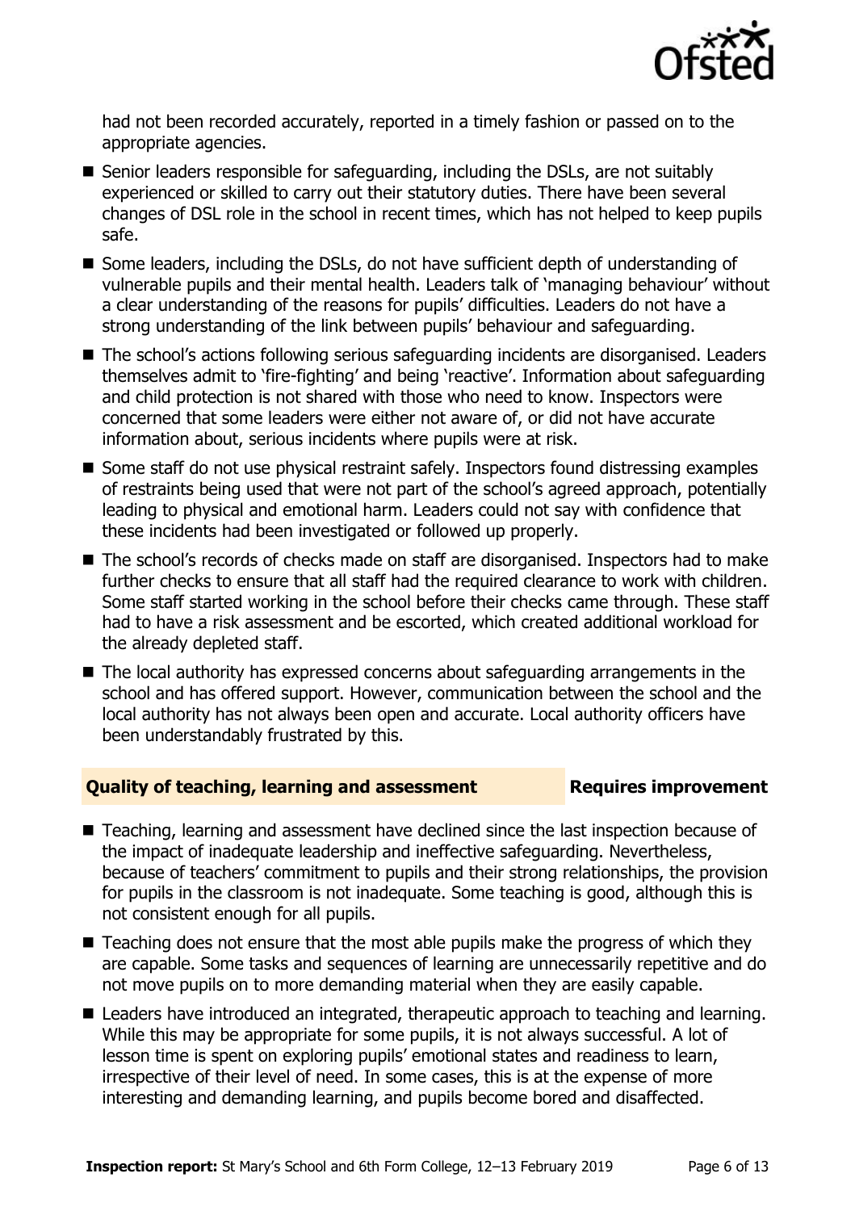had not been recorded accurately, reported in a timely fashion or passed on to the appropriate agencies.

- Senior leaders responsible for safeguarding, including the DSLs, are not suitably experienced or skilled to carry out their statutory duties. There have been several changes of DSL role in the school in recent times, which has not helped to keep pupils safe.
- Some leaders, including the DSLs, do not have sufficient depth of understanding of vulnerable pupils and their mental health. Leaders talk of 'managing behaviour' without a clear understanding of the reasons for pupils' difficulties. Leaders do not have a strong understanding of the link between pupils' behaviour and safeguarding.
- The school's actions following serious safeguarding incidents are disorganised. Leaders themselves admit to 'fire-fighting' and being 'reactive'. Information about safeguarding and child protection is not shared with those who need to know. Inspectors were concerned that some leaders were either not aware of, or did not have accurate information about, serious incidents where pupils were at risk.
- Some staff do not use physical restraint safely. Inspectors found distressing examples of restraints being used that were not part of the school's agreed approach, potentially leading to physical and emotional harm. Leaders could not say with confidence that these incidents had been investigated or followed up properly.
- The school's records of checks made on staff are disorganised. Inspectors had to make further checks to ensure that all staff had the required clearance to work with children. Some staff started working in the school before their checks came through. These staff had to have a risk assessment and be escorted, which created additional workload for the already depleted staff.
- The local authority has expressed concerns about safeguarding arrangements in the school and has offered support. However, communication between the school and the local authority has not always been open and accurate. Local authority officers have been understandably frustrated by this.

## Quality of teaching, learning and assessment — Requires improvement

- Teaching, learning and assessment have declined since the last inspection because of the impact of inadequate leadership and ineffective safeguarding. Nevertheless, because of teachers' commitment to pupils and their strong relationships, the provision for pupils in the classroom is not inadequate. Some teaching is good, although this is not consistent enough for all pupils.
- Teaching does not ensure that the most able pupils make the progress of which they are capable. Some tasks and sequences of learning are unnecessarily repetitive and do not move pupils on to more demanding material when they are easily capable.
- Leaders have introduced an integrated, therapeutic approach to teaching and learning. While this may be appropriate for some pupils, it is not always successful. A lot of lesson time is spent on exploring pupils' emotional states and readiness to learn, irrespective of their level of need. In some cases, this is at the expense of more interesting and demanding learning, and pupils become bored and disaffected.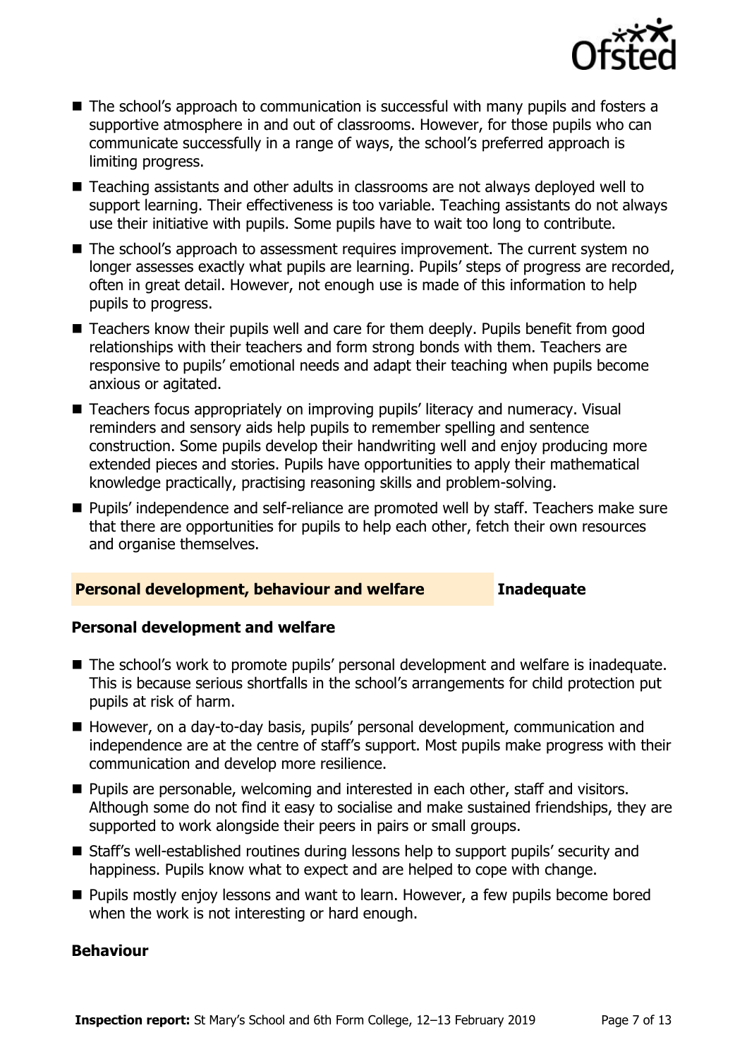- The school's approach to communication is successful with many pupils and fosters a supportive atmosphere in and out of classrooms. However, for those pupils who can communicate successfully in a range of ways, the school's preferred approach is limiting progress.
- Teaching assistants and other adults in classrooms are not always deployed well to support learning. Their effectiveness is too variable. Teaching assistants do not always use their initiative with pupils. Some pupils have to wait too long to contribute.
- The school's approach to assessment requires improvement. The current system no longer assesses exactly what pupils are learning. Pupils' steps of progress are recorded, often in great detail. However, not enough use is made of this information to help pupils to progress.
- Teachers know their pupils well and care for them deeply. Pupils benefit from good relationships with their teachers and form strong bonds with them. Teachers are responsive to pupils' emotional needs and adapt their teaching when pupils become anxious or agitated.
- Teachers focus appropriately on improving pupils' literacy and numeracy. Visual reminders and sensory aids help pupils to remember spelling and sentence construction. Some pupils develop their handwriting well and enjoy producing more extended pieces and stories. Pupils have opportunities to apply their mathematical knowledge practically, practising reasoning skills and problem-solving.
- Pupils' independence and self-reliance are promoted well by staff. Teachers make sure that there are opportunities for pupils to help each other, fetch their own resources and organise themselves.

## Personal development, behaviour and welfare — Inadequate

### Personal development and welfare

- The school's work to promote pupils' personal development and welfare is inadequate. This is because serious shortfalls in the school's arrangements for child protection put pupils at risk of harm.
- However, on a day-to-day basis, pupils' personal development, communication and independence are at the centre of staff's support. Most pupils make progress with their communication and develop more resilience.
- Pupils are personable, welcoming and interested in each other, staff and visitors. Although some do not find it easy to socialise and make sustained friendships, they are supported to work alongside their peers in pairs or small groups.
- Staff's well-established routines during lessons help to support pupils' security and happiness. Pupils know what to expect and are helped to cope with change.
- Pupils mostly enjoy lessons and want to learn. However, a few pupils become bored when the work is not interesting or hard enough.

### Behaviour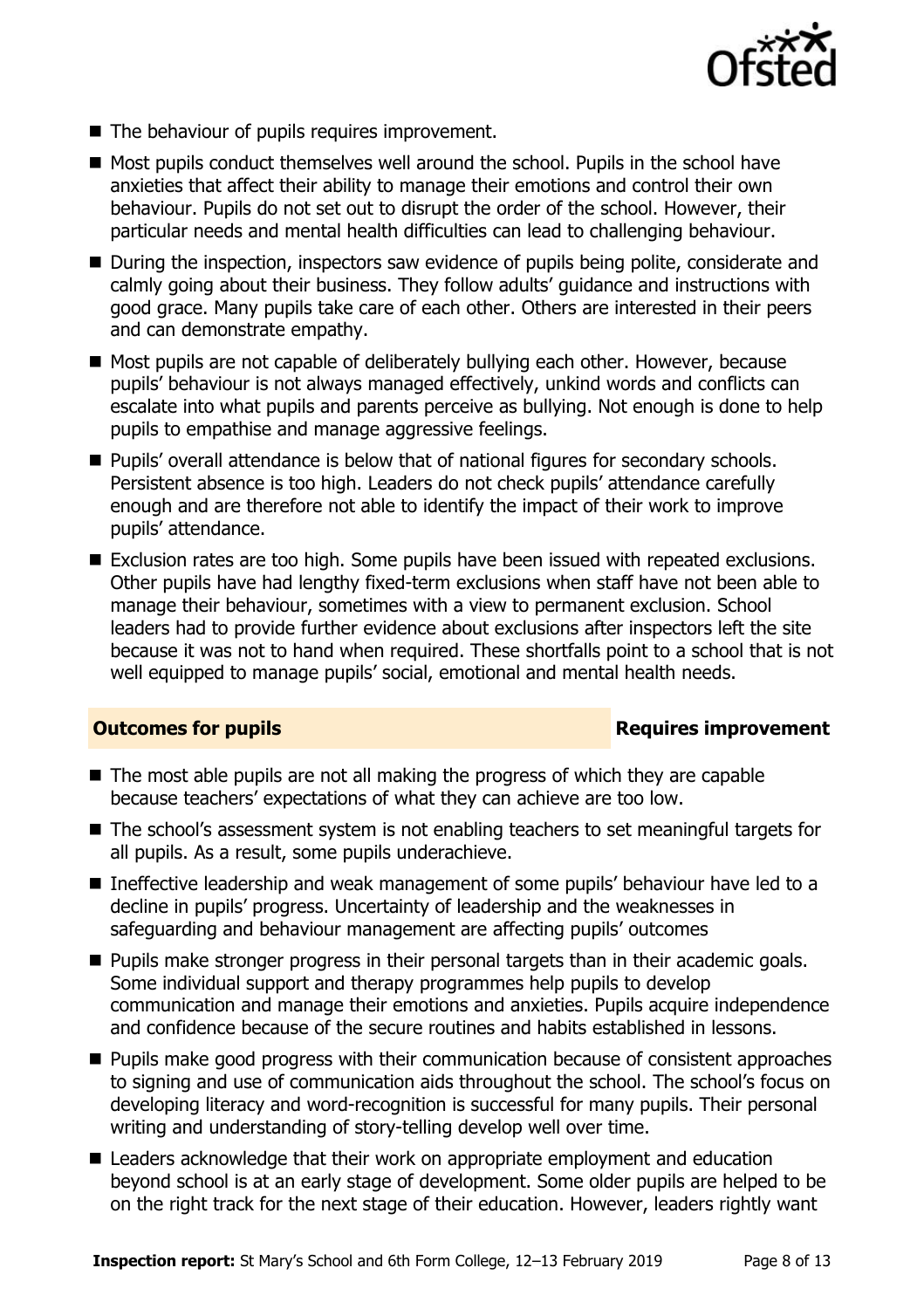- The behaviour of pupils requires improvement.
- Most pupils conduct themselves well around the school. Pupils in the school have anxieties that affect their ability to manage their emotions and control their own behaviour. Pupils do not set out to disrupt the order of the school. However, their particular needs and mental health difficulties can lead to challenging behaviour.
- During the inspection, inspectors saw evidence of pupils being polite, considerate and calmly going about their business. They follow adults' guidance and instructions with good grace. Many pupils take care of each other. Others are interested in their peers and can demonstrate empathy.
- Most pupils are not capable of deliberately bullying each other. However, because pupils' behaviour is not always managed effectively, unkind words and conflicts can escalate into what pupils and parents perceive as bullying. Not enough is done to help pupils to empathise and manage aggressive feelings.
- Pupils' overall attendance is below that of national figures for secondary schools. Persistent absence is too high. Leaders do not check pupils' attendance carefully enough and are therefore not able to identify the impact of their work to improve pupils' attendance.
- Exclusion rates are too high. Some pupils have been issued with repeated exclusions. Other pupils have had lengthy fixed-term exclusions when staff have not been able to manage their behaviour, sometimes with a view to permanent exclusion. School leaders had to provide further evidence about exclusions after inspectors left the site because it was not to hand when required. These shortfalls point to a school that is not well equipped to manage pupils' social, emotional and mental health needs.

## Outcomes for pupils — Requires improvement

- The most able pupils are not all making the progress of which they are capable because teachers' expectations of what they can achieve are too low.
- The school's assessment system is not enabling teachers to set meaningful targets for all pupils. As a result, some pupils underachieve.
- Ineffective leadership and weak management of some pupils' behaviour have led to a decline in pupils' progress. Uncertainty of leadership and the weaknesses in safeguarding and behaviour management are affecting pupils' outcomes
- Pupils make stronger progress in their personal targets than in their academic goals. Some individual support and therapy programmes help pupils to develop communication and manage their emotions and anxieties. Pupils acquire independence and confidence because of the secure routines and habits established in lessons.
- Pupils make good progress with their communication because of consistent approaches to signing and use of communication aids throughout the school. The school's focus on developing literacy and word-recognition is successful for many pupils. Their personal writing and understanding of story-telling develop well over time.
- Leaders acknowledge that their work on appropriate employment and education beyond school is at an early stage of development. Some older pupils are helped to be on the right track for the next stage of their education. However, leaders rightly want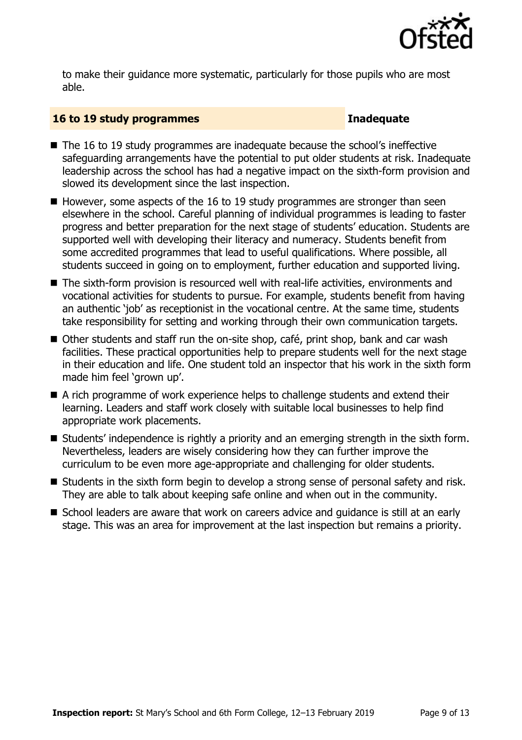to make their guidance more systematic, particularly for those pupils who are most able.

## 16 to 19 study programmes — Inadequate

- The 16 to 19 study programmes are inadequate because the school's ineffective safeguarding arrangements have the potential to put older students at risk. Inadequate leadership across the school has had a negative impact on the sixth-form provision and slowed its development since the last inspection.
- However, some aspects of the 16 to 19 study programmes are stronger than seen elsewhere in the school. Careful planning of individual programmes is leading to faster progress and better preparation for the next stage of students' education. Students are supported well with developing their literacy and numeracy. Students benefit from some accredited programmes that lead to useful qualifications. Where possible, all students succeed in going on to employment, further education and supported living.
- The sixth-form provision is resourced well with real-life activities, environments and vocational activities for students to pursue. For example, students benefit from having an authentic 'job' as receptionist in the vocational centre. At the same time, students take responsibility for setting and working through their own communication targets.
- Other students and staff run the on-site shop, café, print shop, bank and car wash facilities. These practical opportunities help to prepare students well for the next stage in their education and life. One student told an inspector that his work in the sixth form made him feel 'grown up'.
- A rich programme of work experience helps to challenge students and extend their learning. Leaders and staff work closely with suitable local businesses to help find appropriate work placements.
- Students' independence is rightly a priority and an emerging strength in the sixth form. Nevertheless, leaders are wisely considering how they can further improve the curriculum to be even more age-appropriate and challenging for older students.
- Students in the sixth form begin to develop a strong sense of personal safety and risk. They are able to talk about keeping safe online and when out in the community.
- School leaders are aware that work on careers advice and guidance is still at an early stage. This was an area for improvement at the last inspection but remains a priority.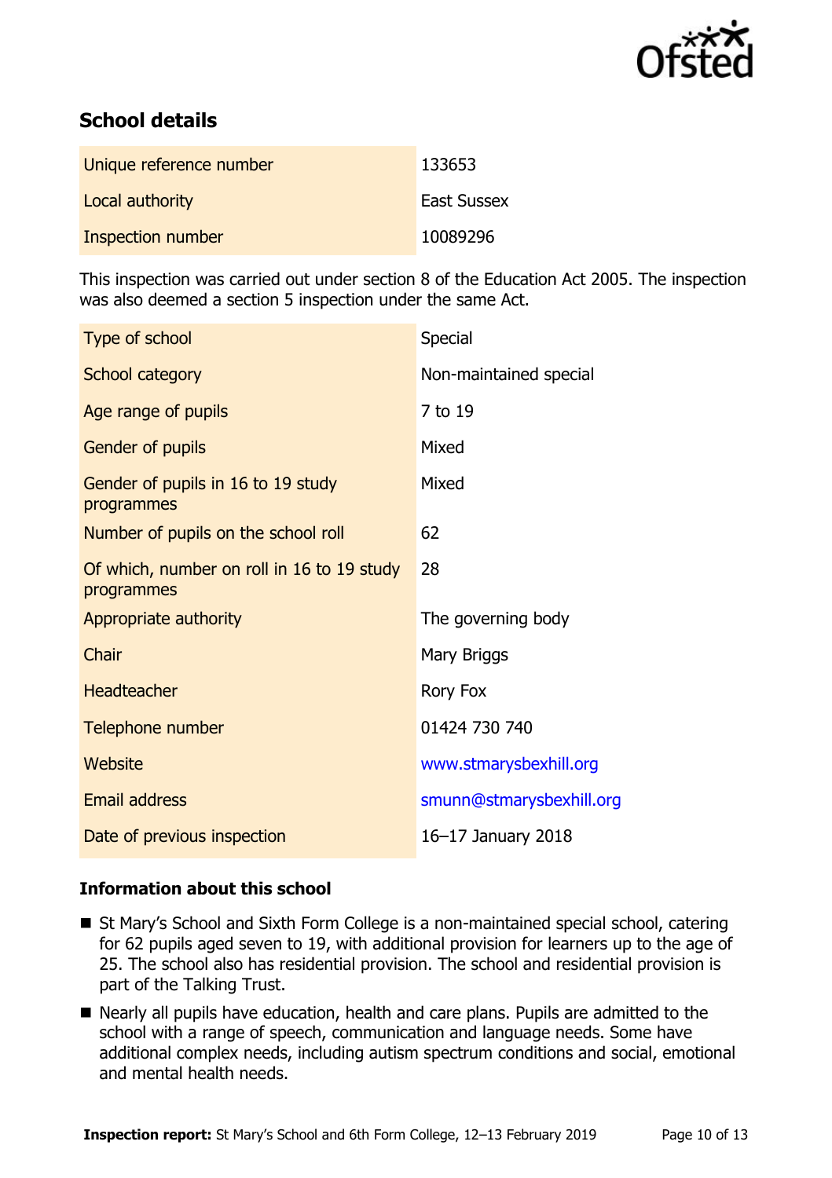## School details

| | |
|---|---|
| Unique reference number | 133653 |
| Local authority | East Sussex |
| Inspection number | 10089296 |

This inspection was carried out under section 8 of the Education Act 2005. The inspection was also deemed a section 5 inspection under the same Act.

| | |
|---|---|
| Type of school | Special |
| School category | Non-maintained special |
| Age range of pupils | 7 to 19 |
| Gender of pupils | Mixed |
| Gender of pupils in 16 to 19 study programmes | Mixed |
| Number of pupils on the school roll | 62 |
| Of which, number on roll in 16 to 19 study programmes | 28 |
| Appropriate authority | The governing body |
| Chair | Mary Briggs |
| Headteacher | Rory Fox |
| Telephone number | 01424 730 740 |
| Website | www.stmarysbexhill.org |
| Email address | smunn@stmarysbexhill.org |
| Date of previous inspection | 16–17 January 2018 |

### Information about this school

- St Mary's School and Sixth Form College is a non-maintained special school, catering for 62 pupils aged seven to 19, with additional provision for learners up to the age of 25. The school also has residential provision. The school and residential provision is part of the Talking Trust.
- Nearly all pupils have education, health and care plans. Pupils are admitted to the school with a range of speech, communication and language needs. Some have additional complex needs, including autism spectrum conditions and social, emotional and mental health needs.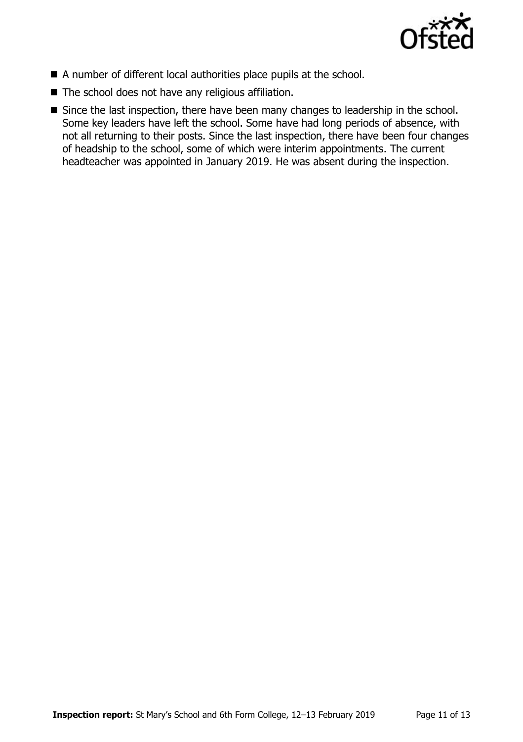- A number of different local authorities place pupils at the school.
- The school does not have any religious affiliation.
- Since the last inspection, there have been many changes to leadership in the school. Some key leaders have left the school. Some have had long periods of absence, with not all returning to their posts. Since the last inspection, there have been four changes of headship to the school, some of which were interim appointments. The current headteacher was appointed in January 2019. He was absent during the inspection.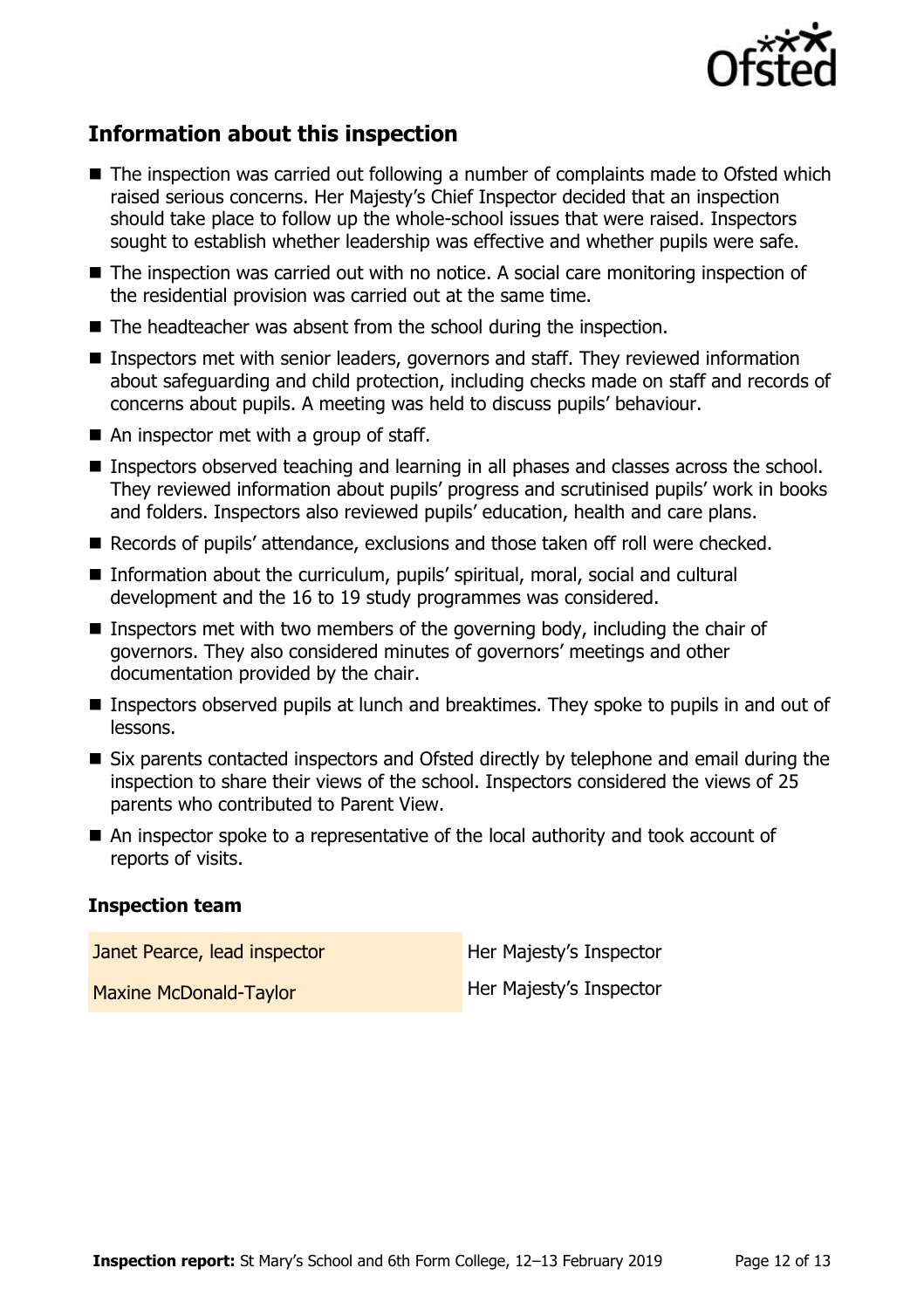## Information about this inspection

- The inspection was carried out following a number of complaints made to Ofsted which raised serious concerns. Her Majesty's Chief Inspector decided that an inspection should take place to follow up the whole-school issues that were raised. Inspectors sought to establish whether leadership was effective and whether pupils were safe.
- The inspection was carried out with no notice. A social care monitoring inspection of the residential provision was carried out at the same time.
- The headteacher was absent from the school during the inspection.
- Inspectors met with senior leaders, governors and staff. They reviewed information about safeguarding and child protection, including checks made on staff and records of concerns about pupils. A meeting was held to discuss pupils' behaviour.
- An inspector met with a group of staff.
- Inspectors observed teaching and learning in all phases and classes across the school. They reviewed information about pupils' progress and scrutinised pupils' work in books and folders. Inspectors also reviewed pupils' education, health and care plans.
- Records of pupils' attendance, exclusions and those taken off roll were checked.
- Information about the curriculum, pupils' spiritual, moral, social and cultural development and the 16 to 19 study programmes was considered.
- Inspectors met with two members of the governing body, including the chair of governors. They also considered minutes of governors' meetings and other documentation provided by the chair.
- Inspectors observed pupils at lunch and breaktimes. They spoke to pupils in and out of lessons.
- Six parents contacted inspectors and Ofsted directly by telephone and email during the inspection to share their views of the school. Inspectors considered the views of 25 parents who contributed to Parent View.
- An inspector spoke to a representative of the local authority and took account of reports of visits.

### Inspection team

| | |
|---|---|
| Janet Pearce, lead inspector | Her Majesty's Inspector |
| Maxine McDonald-Taylor | Her Majesty's Inspector |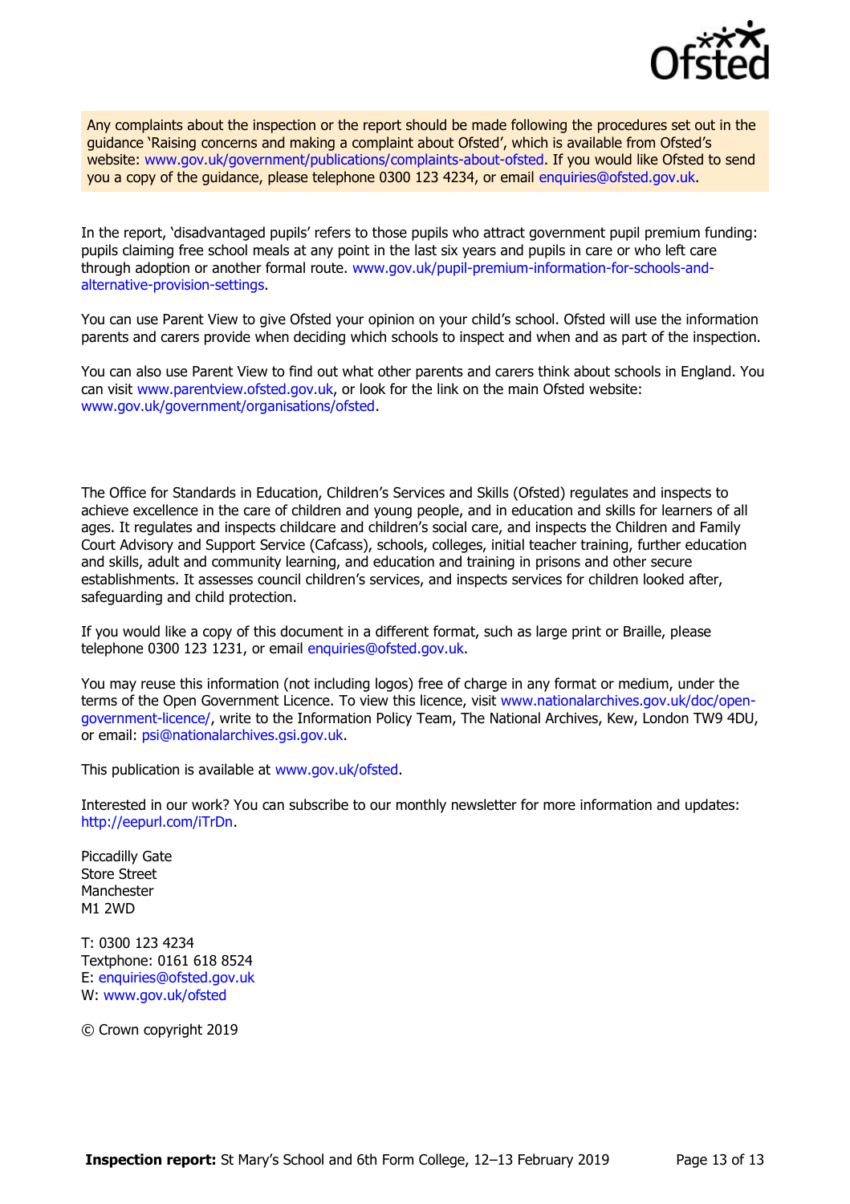Any complaints about the inspection or the report should be made following the procedures set out in the guidance 'Raising concerns and making a complaint about Ofsted', which is available from Ofsted's website: www.gov.uk/government/publications/complaints-about-ofsted. If you would like Ofsted to send you a copy of the guidance, please telephone 0300 123 4234, or email enquiries@ofsted.gov.uk.

In the report, 'disadvantaged pupils' refers to those pupils who attract government pupil premium funding: pupils claiming free school meals at any point in the last six years and pupils in care or who left care through adoption or another formal route. www.gov.uk/pupil-premium-information-for-schools-and-alternative-provision-settings.

You can use Parent View to give Ofsted your opinion on your child's school. Ofsted will use the information parents and carers provide when deciding which schools to inspect and when and as part of the inspection.

You can also use Parent View to find out what other parents and carers think about schools in England. You can visit www.parentview.ofsted.gov.uk, or look for the link on the main Ofsted website: www.gov.uk/government/organisations/ofsted.

The Office for Standards in Education, Children's Services and Skills (Ofsted) regulates and inspects to achieve excellence in the care of children and young people, and in education and skills for learners of all ages. It regulates and inspects childcare and children's social care, and inspects the Children and Family Court Advisory and Support Service (Cafcass), schools, colleges, initial teacher training, further education and skills, adult and community learning, and education and training in prisons and other secure establishments. It assesses council children's services, and inspects services for children looked after, safeguarding and child protection.

If you would like a copy of this document in a different format, such as large print or Braille, please telephone 0300 123 1231, or email enquiries@ofsted.gov.uk.

You may reuse this information (not including logos) free of charge in any format or medium, under the terms of the Open Government Licence. To view this licence, visit www.nationalarchives.gov.uk/doc/open-government-licence/, write to the Information Policy Team, The National Archives, Kew, London TW9 4DU, or email: psi@nationalarchives.gsi.gov.uk.

This publication is available at www.gov.uk/ofsted.

Interested in our work? You can subscribe to our monthly newsletter for more information and updates: http://eepurl.com/iTrDn.

Piccadilly Gate
Store Street
Manchester
M1 2WD

T: 0300 123 4234
Textphone: 0161 618 8524
E: enquiries@ofsted.gov.uk
W: www.gov.uk/ofsted

© Crown copyright 2019